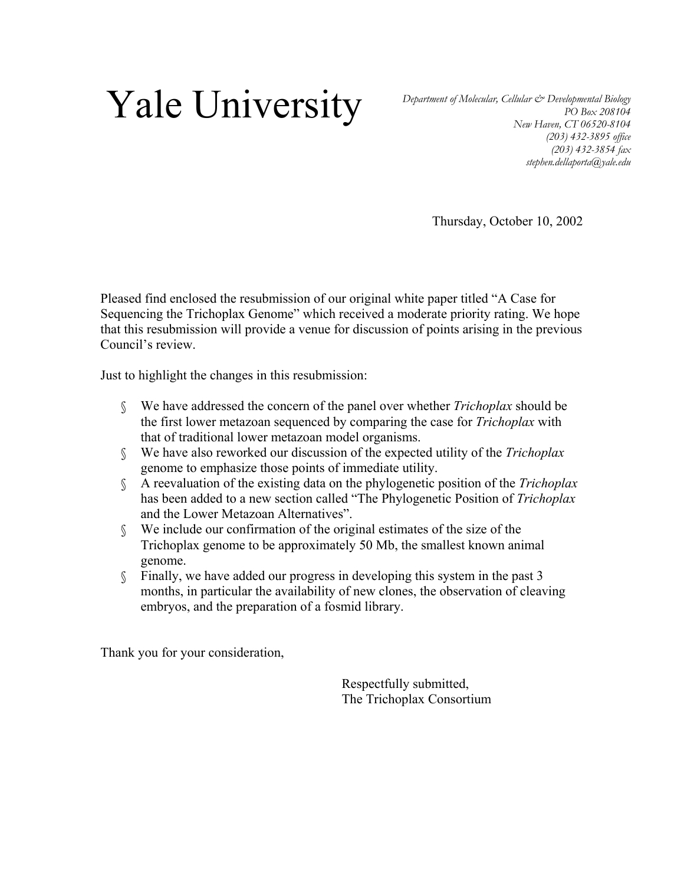# Yale University

*Department of Molecular, Cellular & Developmental Biology*
*PO Box 208104*
*New Haven, CT 06520-8104*
*(203) 432-3895 office*
*(203) 432-3854 fax*
*stephen.dellaporta@yale.edu*

Thursday, October 10, 2002

Pleased find enclosed the resubmission of our original white paper titled "A Case for Sequencing the Trichoplax Genome" which received a moderate priority rating. We hope that this resubmission will provide a venue for discussion of points arising in the previous Council's review.

Just to highlight the changes in this resubmission:

- We have addressed the concern of the panel over whether *Trichoplax* should be the first lower metazoan sequenced by comparing the case for *Trichoplax* with that of traditional lower metazoan model organisms.
- We have also reworked our discussion of the expected utility of the *Trichoplax* genome to emphasize those points of immediate utility.
- A reevaluation of the existing data on the phylogenetic position of the *Trichoplax* has been added to a new section called "The Phylogenetic Position of *Trichoplax* and the Lower Metazoan Alternatives".
- We include our confirmation of the original estimates of the size of the Trichoplax genome to be approximately 50 Mb, the smallest known animal genome.
- Finally, we have added our progress in developing this system in the past 3 months, in particular the availability of new clones, the observation of cleaving embryos, and the preparation of a fosmid library.

Thank you for your consideration,

Respectfully submitted,
The Trichoplax Consortium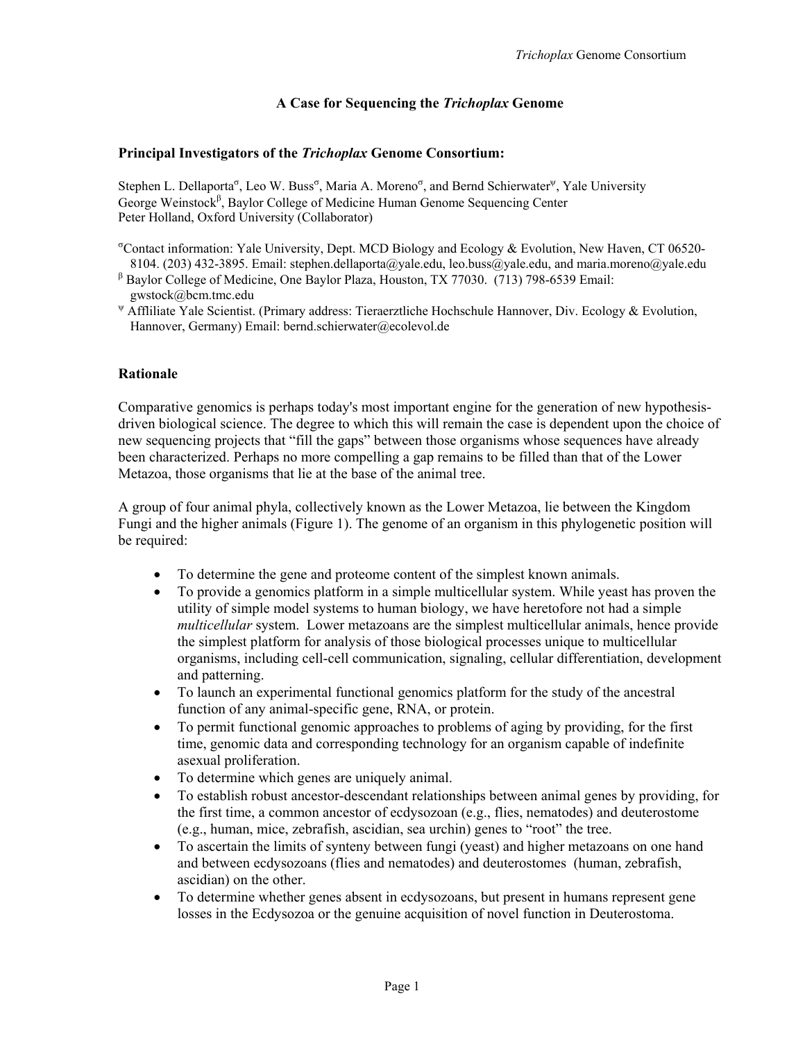# A Case for Sequencing the *Trichoplax* Genome

## Principal Investigators of the *Trichoplax* Genome Consortium:

Stephen L. Dellaporta[σ], Leo W. Buss[σ], Maria A. Moreno[σ], and Bernd Schierwater[ψ], Yale University
George Weinstock[β], Baylor College of Medicine Human Genome Sequencing Center
Peter Holland, Oxford University (Collaborator)

[σ]Contact information: Yale University, Dept. MCD Biology and Ecology & Evolution, New Haven, CT 06520-8104. (203) 432-3895. Email: stephen.dellaporta@yale.edu, leo.buss@yale.edu, and maria.moreno@yale.edu
[β] Baylor College of Medicine, One Baylor Plaza, Houston, TX 77030. (713) 798-6539 Email: gwstock@bcm.tmc.edu
[ψ] Affiliate Yale Scientist. (Primary address: Tieraerztliche Hochschule Hannover, Div. Ecology & Evolution, Hannover, Germany) Email: bernd.schierwater@ecolevol.de

## Rationale

Comparative genomics is perhaps today's most important engine for the generation of new hypothesis-driven biological science. The degree to which this will remain the case is dependent upon the choice of new sequencing projects that "fill the gaps" between those organisms whose sequences have already been characterized. Perhaps no more compelling a gap remains to be filled than that of the Lower Metazoa, those organisms that lie at the base of the animal tree.

A group of four animal phyla, collectively known as the Lower Metazoa, lie between the Kingdom Fungi and the higher animals (Figure 1). The genome of an organism in this phylogenetic position will be required:

- To determine the gene and proteome content of the simplest known animals.
- To provide a genomics platform in a simple multicellular system. While yeast has proven the utility of simple model systems to human biology, we have heretofore not had a simple *multicellular* system. Lower metazoans are the simplest multicellular animals, hence provide the simplest platform for analysis of those biological processes unique to multicellular organisms, including cell-cell communication, signaling, cellular differentiation, development and patterning.
- To launch an experimental functional genomics platform for the study of the ancestral function of any animal-specific gene, RNA, or protein.
- To permit functional genomic approaches to problems of aging by providing, for the first time, genomic data and corresponding technology for an organism capable of indefinite asexual proliferation.
- To determine which genes are uniquely animal.
- To establish robust ancestor-descendant relationships between animal genes by providing, for the first time, a common ancestor of ecdysozoan (e.g., flies, nematodes) and deuterostome (e.g., human, mice, zebrafish, ascidian, sea urchin) genes to "root" the tree.
- To ascertain the limits of synteny between fungi (yeast) and higher metazoans on one hand and between ecdysozoans (flies and nematodes) and deuterostomes (human, zebrafish, ascidian) on the other.
- To determine whether genes absent in ecdysozoans, but present in humans represent gene losses in the Ecdysozoa or the genuine acquisition of novel function in Deuterostoma.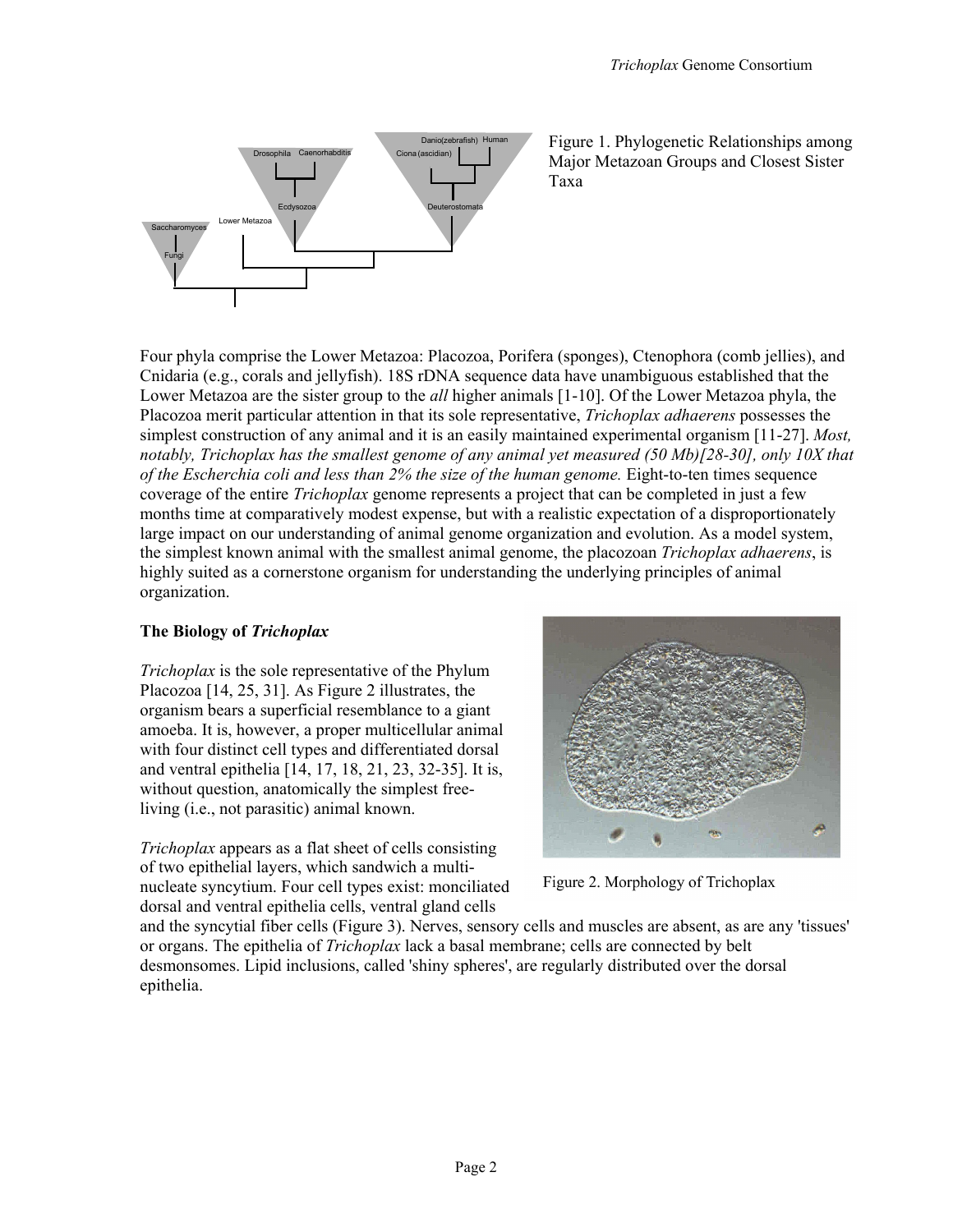Figure 1. Phylogenetic Relationships among Major Metazoan Groups and Closest Sister Taxa

Four phyla comprise the Lower Metazoa: Placozoa, Porifera (sponges), Ctenophora (comb jellies), and Cnidaria (e.g., corals and jellyfish). 18S rDNA sequence data have unambiguous established that the Lower Metazoa are the sister group to the *all* higher animals [1-10]. Of the Lower Metazoa phyla, the Placozoa merit particular attention in that its sole representative, *Trichoplax adhaerens* possesses the simplest construction of any animal and it is an easily maintained experimental organism [11-27]. *Most, notably, Trichoplax has the smallest genome of any animal yet measured (50 Mb)[28-30], only 10X that of the Escherchia coli and less than 2% the size of the human genome.* Eight-to-ten times sequence coverage of the entire *Trichoplax* genome represents a project that can be completed in just a few months time at comparatively modest expense, but with a realistic expectation of a disproportionately large impact on our understanding of animal genome organization and evolution. As a model system, the simplest known animal with the smallest animal genome, the placozoan *Trichoplax adhaerens*, is highly suited as a cornerstone organism for understanding the underlying principles of animal organization.

## The Biology of *Trichoplax*

*Trichoplax* is the sole representative of the Phylum Placozoa [14, 25, 31]. As Figure 2 illustrates, the organism bears a superficial resemblance to a giant amoeba. It is, however, a proper multicellular animal with four distinct cell types and differentiated dorsal and ventral epithelia [14, 17, 18, 21, 23, 32-35]. It is, without question, anatomically the simplest free-living (i.e., not parasitic) animal known.

Figure 2. Morphology of Trichoplax

*Trichoplax* appears as a flat sheet of cells consisting of two epithelial layers, which sandwich a multi-nucleate syncytium. Four cell types exist: monciliated dorsal and ventral epithelia cells, ventral gland cells and the syncytial fiber cells (Figure 3). Nerves, sensory cells and muscles are absent, as are any 'tissues' or organs. The epithelia of *Trichoplax* lack a basal membrane; cells are connected by belt desmonsomes. Lipid inclusions, called 'shiny spheres', are regularly distributed over the dorsal epithelia.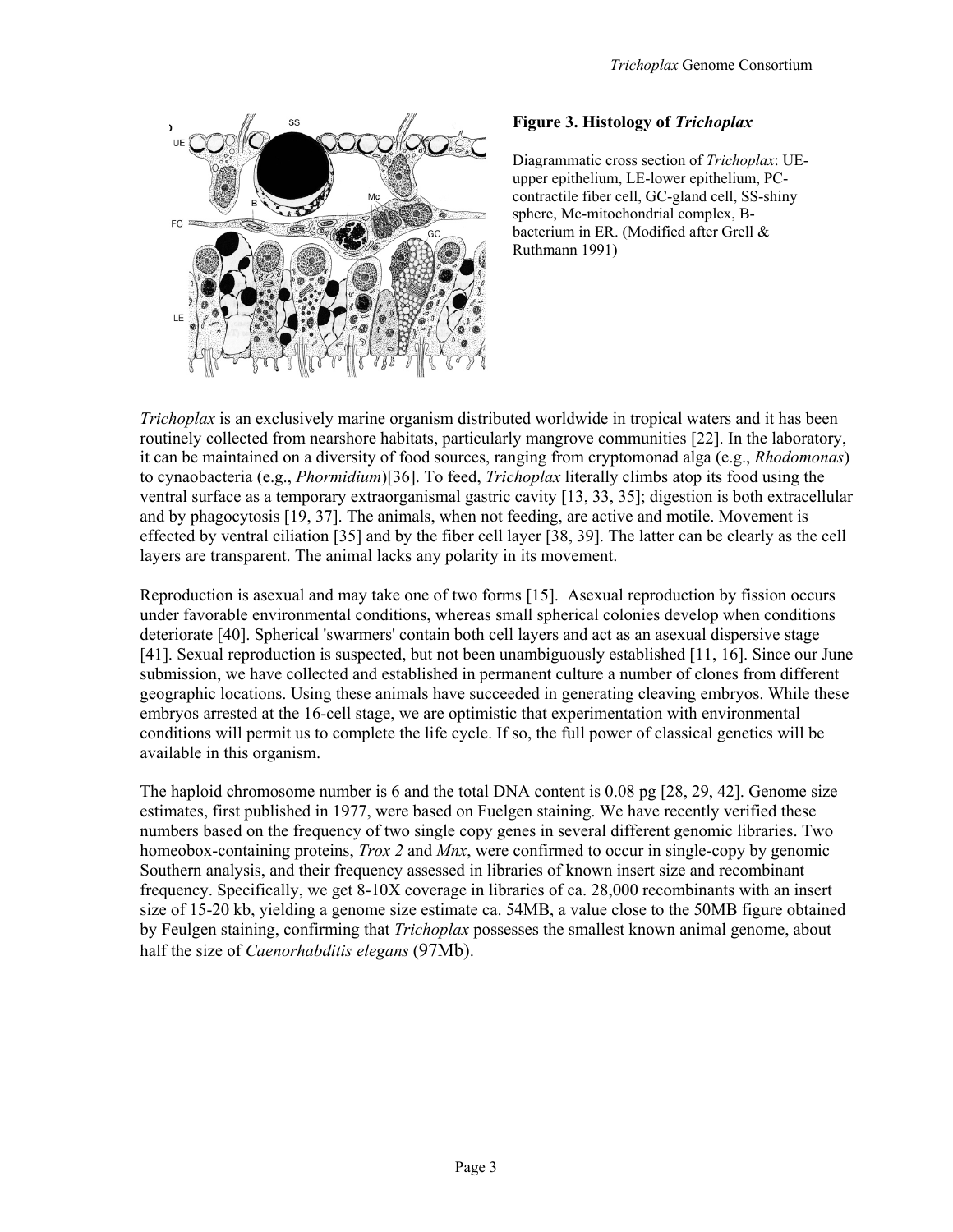**Figure 3. Histology of *Trichoplax***

Diagrammatic cross section of *Trichoplax*: UE-upper epithelium, LE-lower epithelium, PC-contractile fiber cell, GC-gland cell, SS-shiny sphere, Mc-mitochondrial complex, B-bacterium in ER. (Modified after Grell & Ruthmann 1991)

*Trichoplax* is an exclusively marine organism distributed worldwide in tropical waters and it has been routinely collected from nearshore habitats, particularly mangrove communities [22]. In the laboratory, it can be maintained on a diversity of food sources, ranging from cryptomonad alga (e.g., *Rhodomonas*) to cynaobacteria (e.g., *Phormidium*)[36]. To feed, *Trichoplax* literally climbs atop its food using the ventral surface as a temporary extraorganismal gastric cavity [13, 33, 35]; digestion is both extracellular and by phagocytosis [19, 37]. The animals, when not feeding, are active and motile. Movement is effected by ventral ciliation [35] and by the fiber cell layer [38, 39]. The latter can be clearly as the cell layers are transparent. The animal lacks any polarity in its movement.

Reproduction is asexual and may take one of two forms [15]. Asexual reproduction by fission occurs under favorable environmental conditions, whereas small spherical colonies develop when conditions deteriorate [40]. Spherical 'swarmers' contain both cell layers and act as an asexual dispersive stage [41]. Sexual reproduction is suspected, but not been unambiguously established [11, 16]. Since our June submission, we have collected and established in permanent culture a number of clones from different geographic locations. Using these animals have succeeded in generating cleaving embryos. While these embryos arrested at the 16-cell stage, we are optimistic that experimentation with environmental conditions will permit us to complete the life cycle. If so, the full power of classical genetics will be available in this organism.

The haploid chromosome number is 6 and the total DNA content is 0.08 pg [28, 29, 42]. Genome size estimates, first published in 1977, were based on Fuelgen staining. We have recently verified these numbers based on the frequency of two single copy genes in several different genomic libraries. Two homeobox-containing proteins, *Trox 2* and *Mnx*, were confirmed to occur in single-copy by genomic Southern analysis, and their frequency assessed in libraries of known insert size and recombinant frequency. Specifically, we get 8-10X coverage in libraries of ca. 28,000 recombinants with an insert size of 15-20 kb, yielding a genome size estimate ca. 54MB, a value close to the 50MB figure obtained by Feulgen staining, confirming that *Trichoplax* possesses the smallest known animal genome, about half the size of *Caenorhabditis elegans* (97Mb).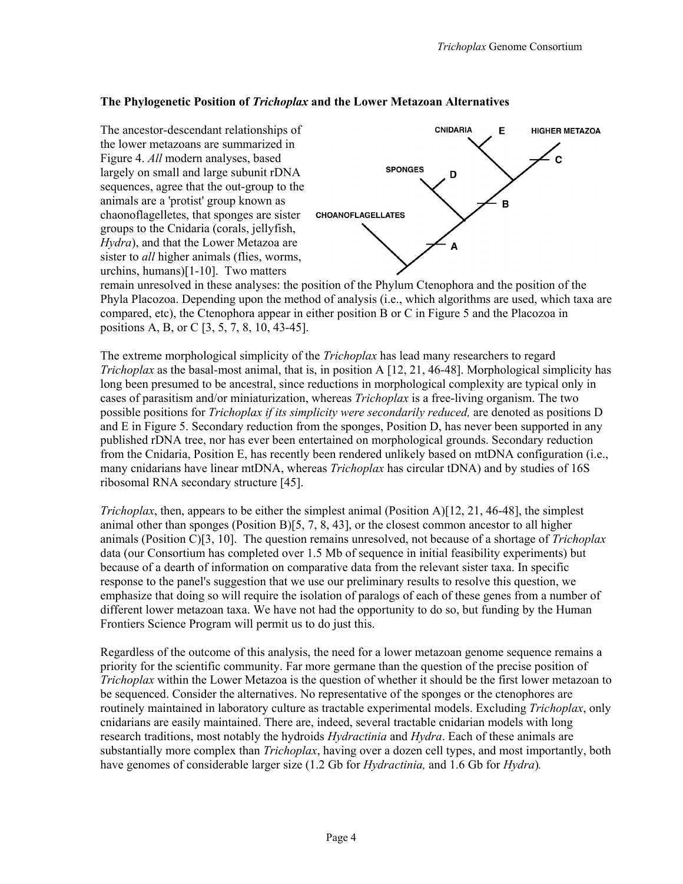### The Phylogenetic Position of *Trichoplax* and the Lower Metazoan Alternatives

The ancestor-descendant relationships of the lower metazoans are summarized in Figure 4. *All* modern analyses, based largely on small and large subunit rDNA sequences, agree that the out-group to the animals are a 'protist' group known as chaonoflagelletes, that sponges are sister groups to the Cnidaria (corals, jellyfish, *Hydra*), and that the Lower Metazoa are sister to *all* higher animals (flies, worms, urchins, humans)[1-10]. Two matters remain unresolved in these analyses: the position of the Phylum Ctenophora and the position of the Phyla Placozoa. Depending upon the method of analysis (i.e., which algorithms are used, which taxa are compared, etc), the Ctenophora appear in either position B or C in Figure 5 and the Placozoa in positions A, B, or C [3, 5, 7, 8, 10, 43-45].

The extreme morphological simplicity of the *Trichoplax* has lead many researchers to regard *Trichoplax* as the basal-most animal, that is, in position A [12, 21, 46-48]. Morphological simplicity has long been presumed to be ancestral, since reductions in morphological complexity are typical only in cases of parasitism and/or miniaturization, whereas *Trichoplax* is a free-living organism. The two possible positions for *Trichoplax if its simplicity were secondarily reduced,* are denoted as positions D and E in Figure 5. Secondary reduction from the sponges, Position D, has never been supported in any published rDNA tree, nor has ever been entertained on morphological grounds. Secondary reduction from the Cnidaria, Position E, has recently been rendered unlikely based on mtDNA configuration (i.e., many cnidarians have linear mtDNA, whereas *Trichoplax* has circular tDNA) and by studies of 16S ribosomal RNA secondary structure [45].

*Trichoplax*, then, appears to be either the simplest animal (Position A)[12, 21, 46-48], the simplest animal other than sponges (Position B)[5, 7, 8, 43], or the closest common ancestor to all higher animals (Position C)[3, 10]. The question remains unresolved, not because of a shortage of *Trichoplax* data (our Consortium has completed over 1.5 Mb of sequence in initial feasibility experiments) but because of a dearth of information on comparative data from the relevant sister taxa. In specific response to the panel's suggestion that we use our preliminary results to resolve this question, we emphasize that doing so will require the isolation of paralogs of each of these genes from a number of different lower metazoan taxa. We have not had the opportunity to do so, but funding by the Human Frontiers Science Program will permit us to do just this.

Regardless of the outcome of this analysis, the need for a lower metazoan genome sequence remains a priority for the scientific community. Far more germane than the question of the precise position of *Trichoplax* within the Lower Metazoa is the question of whether it should be the first lower metazoan to be sequenced. Consider the alternatives. No representative of the sponges or the ctenophores are routinely maintained in laboratory culture as tractable experimental models. Excluding *Trichoplax*, only cnidarians are easily maintained. There are, indeed, several tractable cnidarian models with long research traditions, most notably the hydroids *Hydractinia* and *Hydra*. Each of these animals are substantially more complex than *Trichoplax*, having over a dozen cell types, and most importantly, both have genomes of considerable larger size (1.2 Gb for *Hydractinia,* and 1.6 Gb for *Hydra*).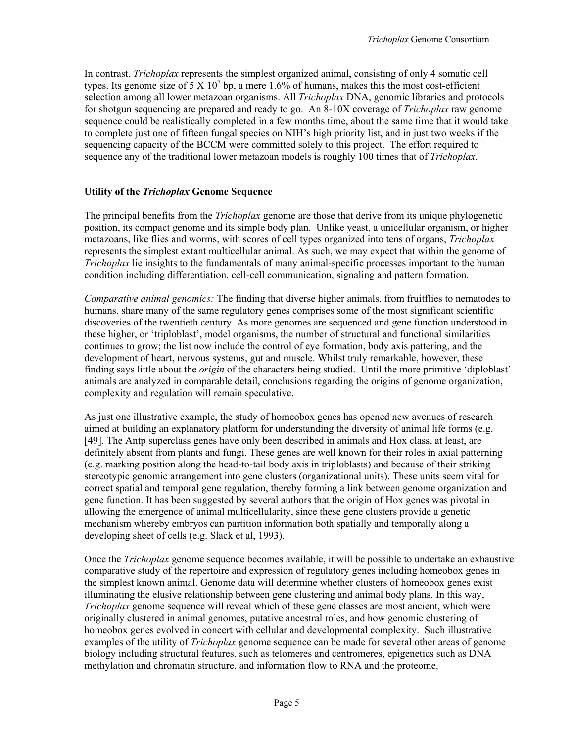In contrast, *Trichoplax* represents the simplest organized animal, consisting of only 4 somatic cell types. Its genome size of $5 \times 10^7$ bp, a mere 1.6% of humans, makes this the most cost-efficient selection among all lower metazoan organisms. All *Trichoplax* DNA, genomic libraries and protocols for shotgun sequencing are prepared and ready to go. An 8-10X coverage of *Trichoplax* raw genome sequence could be realistically completed in a few months time, about the same time that it would take to complete just one of fifteen fungal species on NIH's high priority list, and in just two weeks if the sequencing capacity of the BCCM were committed solely to this project. The effort required to sequence any of the traditional lower metazoan models is roughly 100 times that of *Trichoplax*.

### Utility of the *Trichoplax* Genome Sequence

The principal benefits from the *Trichoplax* genome are those that derive from its unique phylogenetic position, its compact genome and its simple body plan. Unlike yeast, a unicellular organism, or higher metazoans, like flies and worms, with scores of cell types organized into tens of organs, *Trichoplax* represents the simplest extant multicellular animal. As such, we may expect that within the genome of *Trichoplax* lie insights to the fundamentals of many animal-specific processes important to the human condition including differentiation, cell-cell communication, signaling and pattern formation.

*Comparative animal genomics:* The finding that diverse higher animals, from fruitflies to nematodes to humans, share many of the same regulatory genes comprises some of the most significant scientific discoveries of the twentieth century. As more genomes are sequenced and gene function understood in these higher, or 'triploblast', model organisms, the number of structural and functional similarities continues to grow; the list now include the control of eye formation, body axis pattering, and the development of heart, nervous systems, gut and muscle. Whilst truly remarkable, however, these finding says little about the *origin* of the characters being studied. Until the more primitive 'diploblast' animals are analyzed in comparable detail, conclusions regarding the origins of genome organization, complexity and regulation will remain speculative.

As just one illustrative example, the study of homeobox genes has opened new avenues of research aimed at building an explanatory platform for understanding the diversity of animal life forms (e.g. [49]. The Antp superclass genes have only been described in animals and Hox class, at least, are definitely absent from plants and fungi. These genes are well known for their roles in axial patterning (e.g. marking position along the head-to-tail body axis in triploblasts) and because of their striking stereotypic genomic arrangement into gene clusters (organizational units). These units seem vital for correct spatial and temporal gene regulation, thereby forming a link between genome organization and gene function. It has been suggested by several authors that the origin of Hox genes was pivotal in allowing the emergence of animal multicellularity, since these gene clusters provide a genetic mechanism whereby embryos can partition information both spatially and temporally along a developing sheet of cells (e.g. Slack et al, 1993).

Once the *Trichoplax* genome sequence becomes available, it will be possible to undertake an exhaustive comparative study of the repertoire and expression of regulatory genes including homeobox genes in the simplest known animal. Genome data will determine whether clusters of homeobox genes exist illuminating the elusive relationship between gene clustering and animal body plans. In this way, *Trichoplax* genome sequence will reveal which of these gene classes are most ancient, which were originally clustered in animal genomes, putative ancestral roles, and how genomic clustering of homeobox genes evolved in concert with cellular and developmental complexity. Such illustrative examples of the utility of *Trichoplax* genome sequence can be made for several other areas of genome biology including structural features, such as telomeres and centromeres, epigenetics such as DNA methylation and chromatin structure, and information flow to RNA and the proteome.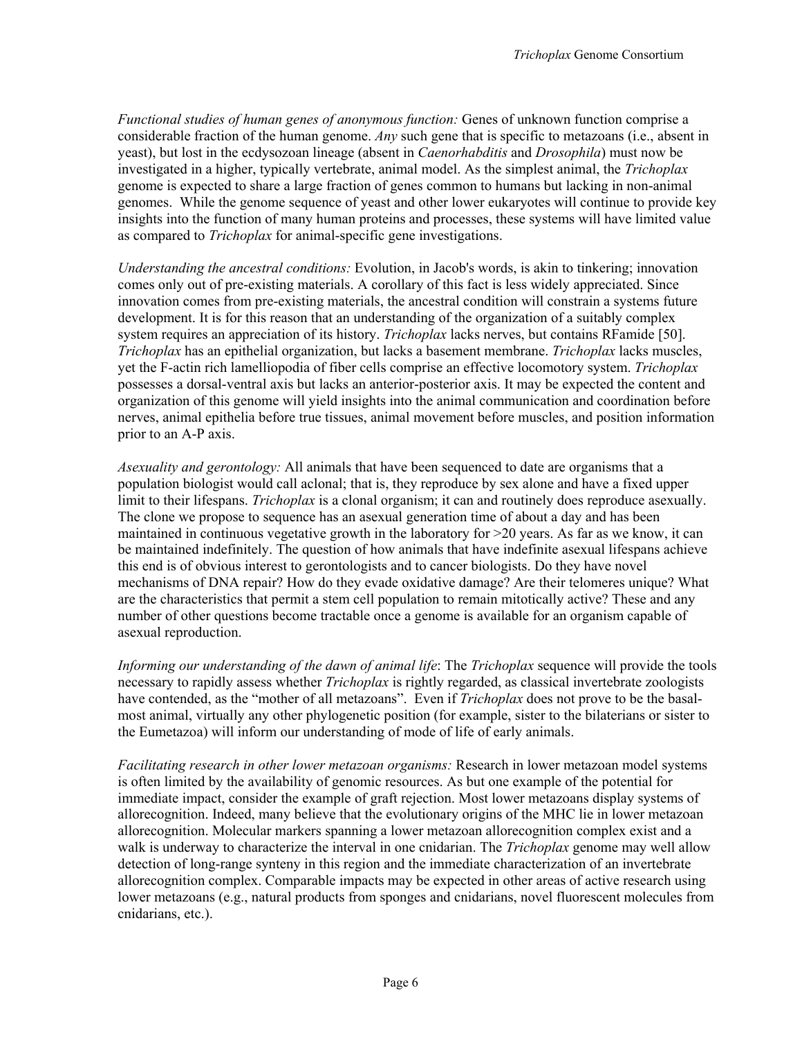*Functional studies of human genes of anonymous function:* Genes of unknown function comprise a considerable fraction of the human genome. *Any* such gene that is specific to metazoans (i.e., absent in yeast), but lost in the ecdysozoan lineage (absent in *Caenorhabditis* and *Drosophila*) must now be investigated in a higher, typically vertebrate, animal model. As the simplest animal, the *Trichoplax* genome is expected to share a large fraction of genes common to humans but lacking in non-animal genomes. While the genome sequence of yeast and other lower eukaryotes will continue to provide key insights into the function of many human proteins and processes, these systems will have limited value as compared to *Trichoplax* for animal-specific gene investigations.

*Understanding the ancestral conditions:* Evolution, in Jacob's words, is akin to tinkering; innovation comes only out of pre-existing materials. A corollary of this fact is less widely appreciated. Since innovation comes from pre-existing materials, the ancestral condition will constrain a systems future development. It is for this reason that an understanding of the organization of a suitably complex system requires an appreciation of its history. *Trichoplax* lacks nerves, but contains RFamide [50]. *Trichoplax* has an epithelial organization, but lacks a basement membrane. *Trichoplax* lacks muscles, yet the F-actin rich lamelliopodia of fiber cells comprise an effective locomotory system. *Trichoplax* possesses a dorsal-ventral axis but lacks an anterior-posterior axis. It may be expected the content and organization of this genome will yield insights into the animal communication and coordination before nerves, animal epithelia before true tissues, animal movement before muscles, and position information prior to an A-P axis.

*Asexuality and gerontology:* All animals that have been sequenced to date are organisms that a population biologist would call aclonal; that is, they reproduce by sex alone and have a fixed upper limit to their lifespans. *Trichoplax* is a clonal organism; it can and routinely does reproduce asexually. The clone we propose to sequence has an asexual generation time of about a day and has been maintained in continuous vegetative growth in the laboratory for >20 years. As far as we know, it can be maintained indefinitely. The question of how animals that have indefinite asexual lifespans achieve this end is of obvious interest to gerontologists and to cancer biologists. Do they have novel mechanisms of DNA repair? How do they evade oxidative damage? Are their telomeres unique? What are the characteristics that permit a stem cell population to remain mitotically active? These and any number of other questions become tractable once a genome is available for an organism capable of asexual reproduction.

*Informing our understanding of the dawn of animal life*: The *Trichoplax* sequence will provide the tools necessary to rapidly assess whether *Trichoplax* is rightly regarded, as classical invertebrate zoologists have contended, as the "mother of all metazoans". Even if *Trichoplax* does not prove to be the basal-most animal, virtually any other phylogenetic position (for example, sister to the bilaterians or sister to the Eumetazoa) will inform our understanding of mode of life of early animals.

*Facilitating research in other lower metazoan organisms:* Research in lower metazoan model systems is often limited by the availability of genomic resources. As but one example of the potential for immediate impact, consider the example of graft rejection. Most lower metazoans display systems of allorecognition. Indeed, many believe that the evolutionary origins of the MHC lie in lower metazoan allorecognition. Molecular markers spanning a lower metazoan allorecognition complex exist and a walk is underway to characterize the interval in one cnidarian. The *Trichoplax* genome may well allow detection of long-range synteny in this region and the immediate characterization of an invertebrate allorecognition complex. Comparable impacts may be expected in other areas of active research using lower metazoans (e.g., natural products from sponges and cnidarians, novel fluorescent molecules from cnidarians, etc.).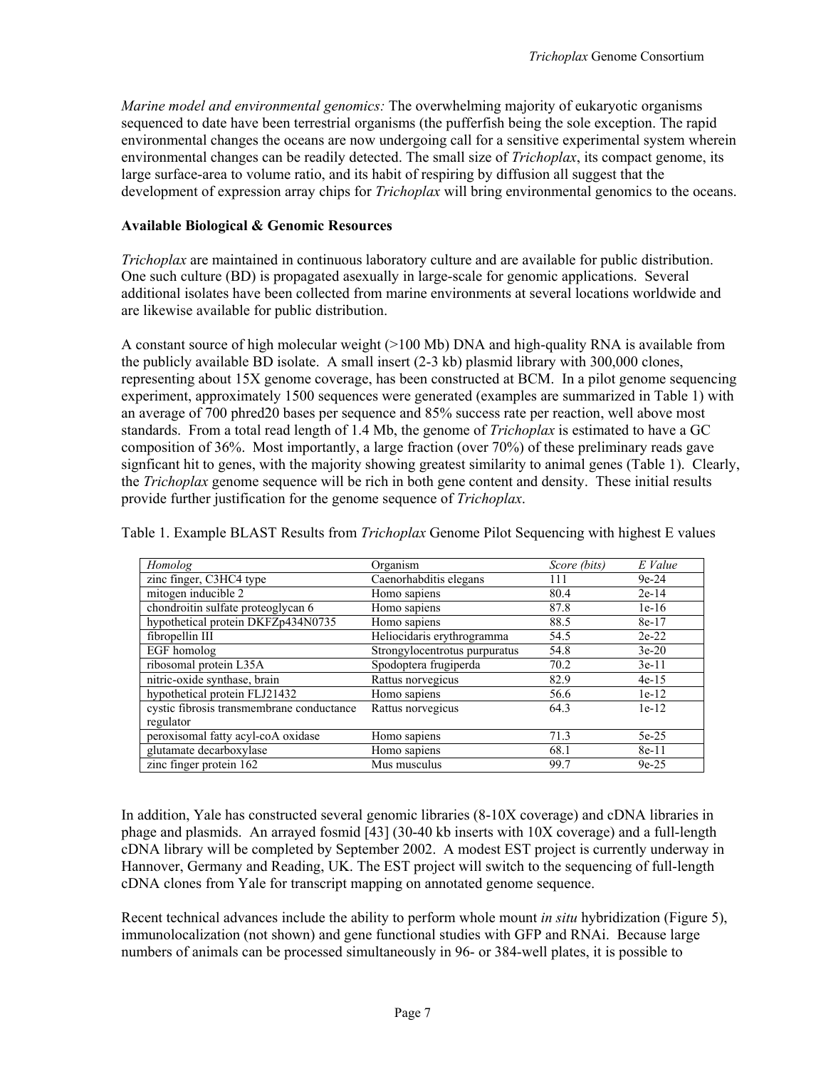*Marine model and environmental genomics:* The overwhelming majority of eukaryotic organisms sequenced to date have been terrestrial organisms (the pufferfish being the sole exception. The rapid environmental changes the oceans are now undergoing call for a sensitive experimental system wherein environmental changes can be readily detected. The small size of *Trichoplax*, its compact genome, its large surface-area to volume ratio, and its habit of respiring by diffusion all suggest that the development of expression array chips for *Trichoplax* will bring environmental genomics to the oceans.

**Available Biological & Genomic Resources**

*Trichoplax* are maintained in continuous laboratory culture and are available for public distribution. One such culture (BD) is propagated asexually in large-scale for genomic applications. Several additional isolates have been collected from marine environments at several locations worldwide and are likewise available for public distribution.

A constant source of high molecular weight (>100 Mb) DNA and high-quality RNA is available from the publicly available BD isolate. A small insert (2-3 kb) plasmid library with 300,000 clones, representing about 15X genome coverage, has been constructed at BCM. In a pilot genome sequencing experiment, approximately 1500 sequences were generated (examples are summarized in Table 1) with an average of 700 phred20 bases per sequence and 85% success rate per reaction, well above most standards. From a total read length of 1.4 Mb, the genome of *Trichoplax* is estimated to have a GC composition of 36%. Most importantly, a large fraction (over 70%) of these preliminary reads gave signficant hit to genes, with the majority showing greatest similarity to animal genes (Table 1). Clearly, the *Trichoplax* genome sequence will be rich in both gene content and density. These initial results provide further justification for the genome sequence of *Trichoplax*.

Table 1. Example BLAST Results from *Trichoplax* Genome Pilot Sequencing with highest E values

| *Homolog* | *Organism* | *Score (bits)* | *E Value* |
|---|---|---|---|
| zinc finger, C3HC4 type | Caenorhabditis elegans | 111 | 9e-24 |
| mitogen inducible 2 | Homo sapiens | 80.4 | 2e-14 |
| chondroitin sulfate proteoglycan 6 | Homo sapiens | 87.8 | 1e-16 |
| hypothetical protein DKFZp434N0735 | Homo sapiens | 88.5 | 8e-17 |
| fibropellin III | Heliocidaris erythrogramma | 54.5 | 2e-22 |
| EGF homolog | Strongylocentrotus purpuratus | 54.8 | 3e-20 |
| ribosomal protein L35A | Spodoptera frugiperda | 70.2 | 3e-11 |
| nitric-oxide synthase, brain | Rattus norvegicus | 82.9 | 4e-15 |
| hypothetical protein FLJ21432 | Homo sapiens | 56.6 | 1e-12 |
| cystic fibrosis transmembrane conductance regulator | Rattus norvegicus | 64.3 | 1e-12 |
| peroxisomal fatty acyl-coA oxidase | Homo sapiens | 71.3 | 5e-25 |
| glutamate decarboxylase | Homo sapiens | 68.1 | 8e-11 |
| zinc finger protein 162 | Mus musculus | 99.7 | 9e-25 |

In addition, Yale has constructed several genomic libraries (8-10X coverage) and cDNA libraries in phage and plasmids. An arrayed fosmid [43] (30-40 kb inserts with 10X coverage) and a full-length cDNA library will be completed by September 2002. A modest EST project is currently underway in Hannover, Germany and Reading, UK. The EST project will switch to the sequencing of full-length cDNA clones from Yale for transcript mapping on annotated genome sequence.

Recent technical advances include the ability to perform whole mount *in situ* hybridization (Figure 5), immunolocalization (not shown) and gene functional studies with GFP and RNAi. Because large numbers of animals can be processed simultaneously in 96- or 384-well plates, it is possible to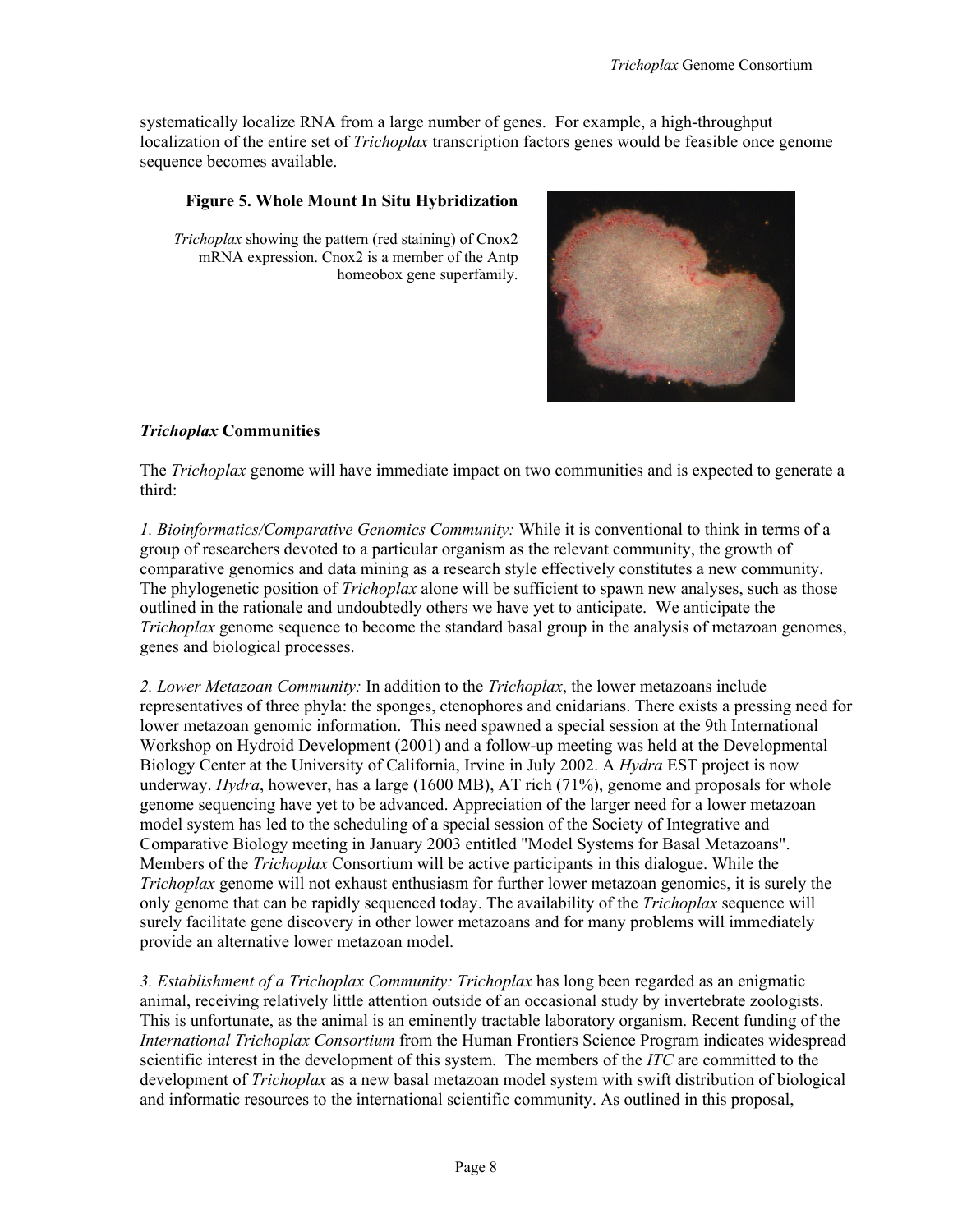systematically localize RNA from a large number of genes. For example, a high-throughput localization of the entire set of *Trichoplax* transcription factors genes would be feasible once genome sequence becomes available.

**Figure 5. Whole Mount In Situ Hybridization**

*Trichoplax* showing the pattern (red staining) of Cnox2 mRNA expression. Cnox2 is a member of the Antp homeobox gene superfamily.

### *Trichoplax* Communities

The *Trichoplax* genome will have immediate impact on two communities and is expected to generate a third:

*1. Bioinformatics/Comparative Genomics Community:* While it is conventional to think in terms of a group of researchers devoted to a particular organism as the relevant community, the growth of comparative genomics and data mining as a research style effectively constitutes a new community. The phylogenetic position of *Trichoplax* alone will be sufficient to spawn new analyses, such as those outlined in the rationale and undoubtedly others we have yet to anticipate. We anticipate the *Trichoplax* genome sequence to become the standard basal group in the analysis of metazoan genomes, genes and biological processes.

*2. Lower Metazoan Community:* In addition to the *Trichoplax*, the lower metazoans include representatives of three phyla: the sponges, ctenophores and cnidarians. There exists a pressing need for lower metazoan genomic information. This need spawned a special session at the 9th International Workshop on Hydroid Development (2001) and a follow-up meeting was held at the Developmental Biology Center at the University of California, Irvine in July 2002. A *Hydra* EST project is now underway. *Hydra*, however, has a large (1600 MB), AT rich (71%), genome and proposals for whole genome sequencing have yet to be advanced. Appreciation of the larger need for a lower metazoan model system has led to the scheduling of a special session of the Society of Integrative and Comparative Biology meeting in January 2003 entitled "Model Systems for Basal Metazoans". Members of the *Trichoplax* Consortium will be active participants in this dialogue. While the *Trichoplax* genome will not exhaust enthusiasm for further lower metazoan genomics, it is surely the only genome that can be rapidly sequenced today. The availability of the *Trichoplax* sequence will surely facilitate gene discovery in other lower metazoans and for many problems will immediately provide an alternative lower metazoan model.

*3. Establishment of a Trichoplax Community: Trichoplax* has long been regarded as an enigmatic animal, receiving relatively little attention outside of an occasional study by invertebrate zoologists. This is unfortunate, as the animal is an eminently tractable laboratory organism. Recent funding of the *International Trichoplax Consortium* from the Human Frontiers Science Program indicates widespread scientific interest in the development of this system. The members of the *ITC* are committed to the development of *Trichoplax* as a new basal metazoan model system with swift distribution of biological and informatic resources to the international scientific community. As outlined in this proposal,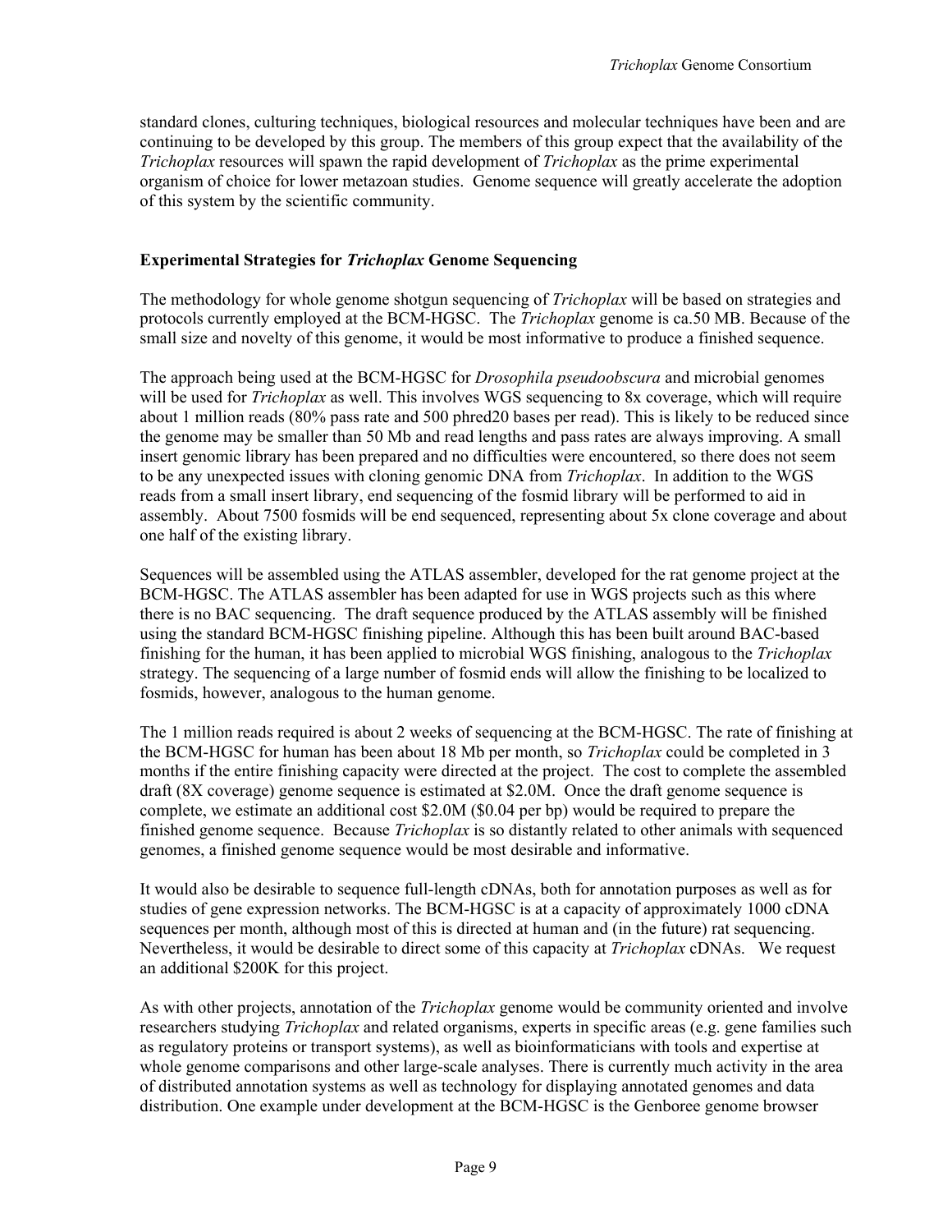standard clones, culturing techniques, biological resources and molecular techniques have been and are continuing to be developed by this group. The members of this group expect that the availability of the *Trichoplax* resources will spawn the rapid development of *Trichoplax* as the prime experimental organism of choice for lower metazoan studies. Genome sequence will greatly accelerate the adoption of this system by the scientific community.

## Experimental Strategies for *Trichoplax* Genome Sequencing

The methodology for whole genome shotgun sequencing of *Trichoplax* will be based on strategies and protocols currently employed at the BCM-HGSC. The *Trichoplax* genome is ca.50 MB. Because of the small size and novelty of this genome, it would be most informative to produce a finished sequence.

The approach being used at the BCM-HGSC for *Drosophila pseudoobscura* and microbial genomes will be used for *Trichoplax* as well. This involves WGS sequencing to 8x coverage, which will require about 1 million reads (80% pass rate and 500 phred20 bases per read). This is likely to be reduced since the genome may be smaller than 50 Mb and read lengths and pass rates are always improving. A small insert genomic library has been prepared and no difficulties were encountered, so there does not seem to be any unexpected issues with cloning genomic DNA from *Trichoplax*. In addition to the WGS reads from a small insert library, end sequencing of the fosmid library will be performed to aid in assembly. About 7500 fosmids will be end sequenced, representing about 5x clone coverage and about one half of the existing library.

Sequences will be assembled using the ATLAS assembler, developed for the rat genome project at the BCM-HGSC. The ATLAS assembler has been adapted for use in WGS projects such as this where there is no BAC sequencing. The draft sequence produced by the ATLAS assembly will be finished using the standard BCM-HGSC finishing pipeline. Although this has been built around BAC-based finishing for the human, it has been applied to microbial WGS finishing, analogous to the *Trichoplax* strategy. The sequencing of a large number of fosmid ends will allow the finishing to be localized to fosmids, however, analogous to the human genome.

The 1 million reads required is about 2 weeks of sequencing at the BCM-HGSC. The rate of finishing at the BCM-HGSC for human has been about 18 Mb per month, so *Trichoplax* could be completed in 3 months if the entire finishing capacity were directed at the project. The cost to complete the assembled draft (8X coverage) genome sequence is estimated at $2.0M. Once the draft genome sequence is complete, we estimate an additional cost $2.0M ($0.04 per bp) would be required to prepare the finished genome sequence. Because *Trichoplax* is so distantly related to other animals with sequenced genomes, a finished genome sequence would be most desirable and informative.

It would also be desirable to sequence full-length cDNAs, both for annotation purposes as well as for studies of gene expression networks. The BCM-HGSC is at a capacity of approximately 1000 cDNA sequences per month, although most of this is directed at human and (in the future) rat sequencing. Nevertheless, it would be desirable to direct some of this capacity at *Trichoplax* cDNAs. We request an additional $200K for this project.

As with other projects, annotation of the *Trichoplax* genome would be community oriented and involve researchers studying *Trichoplax* and related organisms, experts in specific areas (e.g. gene families such as regulatory proteins or transport systems), as well as bioinformaticians with tools and expertise at whole genome comparisons and other large-scale analyses. There is currently much activity in the area of distributed annotation systems as well as technology for displaying annotated genomes and data distribution. One example under development at the BCM-HGSC is the Genboree genome browser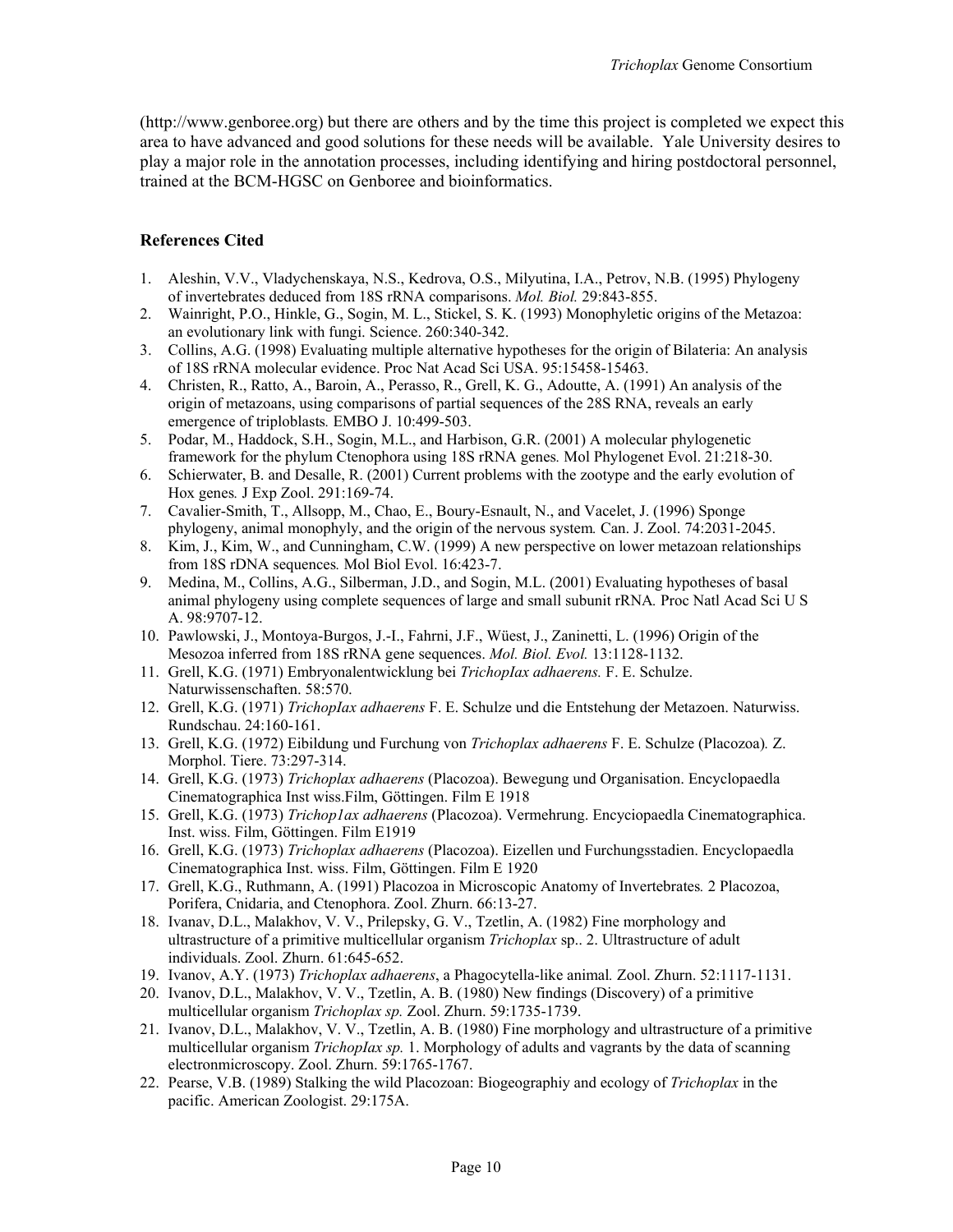(http://www.genboree.org) but there are others and by the time this project is completed we expect this area to have advanced and good solutions for these needs will be available. Yale University desires to play a major role in the annotation processes, including identifying and hiring postdoctoral personnel, trained at the BCM-HGSC on Genboree and bioinformatics.

### References Cited

1. Aleshin, V.V., Vladychenskaya, N.S., Kedrova, O.S., Milyutina, I.A., Petrov, N.B. (1995) Phylogeny of invertebrates deduced from 18S rRNA comparisons. *Mol. Biol.* 29:843-855.
2. Wainright, P.O., Hinkle, G., Sogin, M. L., Stickel, S. K. (1993) Monophyletic origins of the Metazoa: an evolutionary link with fungi. Science. 260:340-342.
3. Collins, A.G. (1998) Evaluating multiple alternative hypotheses for the origin of Bilateria: An analysis of 18S rRNA molecular evidence. Proc Nat Acad Sci USA. 95:15458-15463.
4. Christen, R., Ratto, A., Baroin, A., Perasso, R., Grell, K. G., Adoutte, A. (1991) An analysis of the origin of metazoans, using comparisons of partial sequences of the 28S RNA, reveals an early emergence of triploblasts*.* EMBO J. 10:499-503.
5. Podar, M., Haddock, S.H., Sogin, M.L., and Harbison, G.R. (2001) A molecular phylogenetic framework for the phylum Ctenophora using 18S rRNA genes*.* Mol Phylogenet Evol. 21:218-30.
6. Schierwater, B. and Desalle, R. (2001) Current problems with the zootype and the early evolution of Hox genes*.* J Exp Zool. 291:169-74.
7. Cavalier-Smith, T., Allsopp, M., Chao, E., Boury-Esnault, N., and Vacelet, J. (1996) Sponge phylogeny, animal monophyly, and the origin of the nervous system*.* Can. J. Zool. 74:2031-2045.
8. Kim, J., Kim, W., and Cunningham, C.W. (1999) A new perspective on lower metazoan relationships from 18S rDNA sequences*.* Mol Biol Evol. 16:423-7.
9. Medina, M., Collins, A.G., Silberman, J.D., and Sogin, M.L. (2001) Evaluating hypotheses of basal animal phylogeny using complete sequences of large and small subunit rRNA*.* Proc Natl Acad Sci U S A. 98:9707-12.
10. Pawlowski, J., Montoya-Burgos, J.-I., Fahrni, J.F., Wüest, J., Zaninetti, L. (1996) Origin of the Mesozoa inferred from 18S rRNA gene sequences. *Mol. Biol. Evol.* 13:1128-1132.
11. Grell, K.G. (1971) Embryonalentwicklung bei *TrichopIax adhaerens.* F. E. Schulze. Naturwissenschaften. 58:570.
12. Grell, K.G. (1971) *TrichopIax adhaerens* F. E. Schulze und die Entstehung der Metazoen. Naturwiss. Rundschau. 24:160-161.
13. Grell, K.G. (1972) Eibildung und Furchung von *Trichoplax adhaerens* F. E. Schulze (Placozoa)*.* Z. Morphol. Tiere. 73:297-314.
14. Grell, K.G. (1973) *Trichoplax adhaerens* (Placozoa). Bewegung und Organisation. Encyclopaedla Cinematographica Inst wiss.Film, Göttingen. Film E 1918
15. Grell, K.G. (1973) *Trichop1ax adhaerens* (Placozoa). Vermehrung. Encyciopaedla Cinematographica. Inst. wiss. Film, Göttingen. Film E1919
16. Grell, K.G. (1973) *Trichoplax adhaerens* (Placozoa). Eizellen und Furchungsstadien. Encyclopaedla Cinematographica Inst. wiss. Film, Göttingen. Film E 1920
17. Grell, K.G., Ruthmann, A. (1991) Placozoa in Microscopic Anatomy of Invertebrates*.* 2 Placozoa, Porifera, Cnidaria, and Ctenophora. Zool. Zhurn. 66:13-27.
18. Ivanav, D.L., Malakhov, V. V., Prilepsky, G. V., Tzetlin, A. (1982) Fine morphology and ultrastructure of a primitive multicellular organism *Trichoplax* sp.. 2. Ultrastructure of adult individuals. Zool. Zhurn. 61:645-652.
19. Ivanov, A.Y. (1973) *Trichoplax adhaerens*, a Phagocytella-like animal*.* Zool. Zhurn. 52:1117-1131.
20. Ivanov, D.L., Malakhov, V. V., Tzetlin, A. B. (1980) New findings (Discovery) of a primitive multicellular organism *Trichoplax sp.* Zool. Zhurn. 59:1735-1739.
21. Ivanov, D.L., Malakhov, V. V., Tzetlin, A. B. (1980) Fine morphology and ultrastructure of a primitive multicellular organism *TrichopIax sp.* 1. Morphology of adults and vagrants by the data of scanning electronmicroscopy. Zool. Zhurn. 59:1765-1767.
22. Pearse, V.B. (1989) Stalking the wild Placozoan: Biogeographiy and ecology of *Trichoplax* in the pacific. American Zoologist. 29:175A.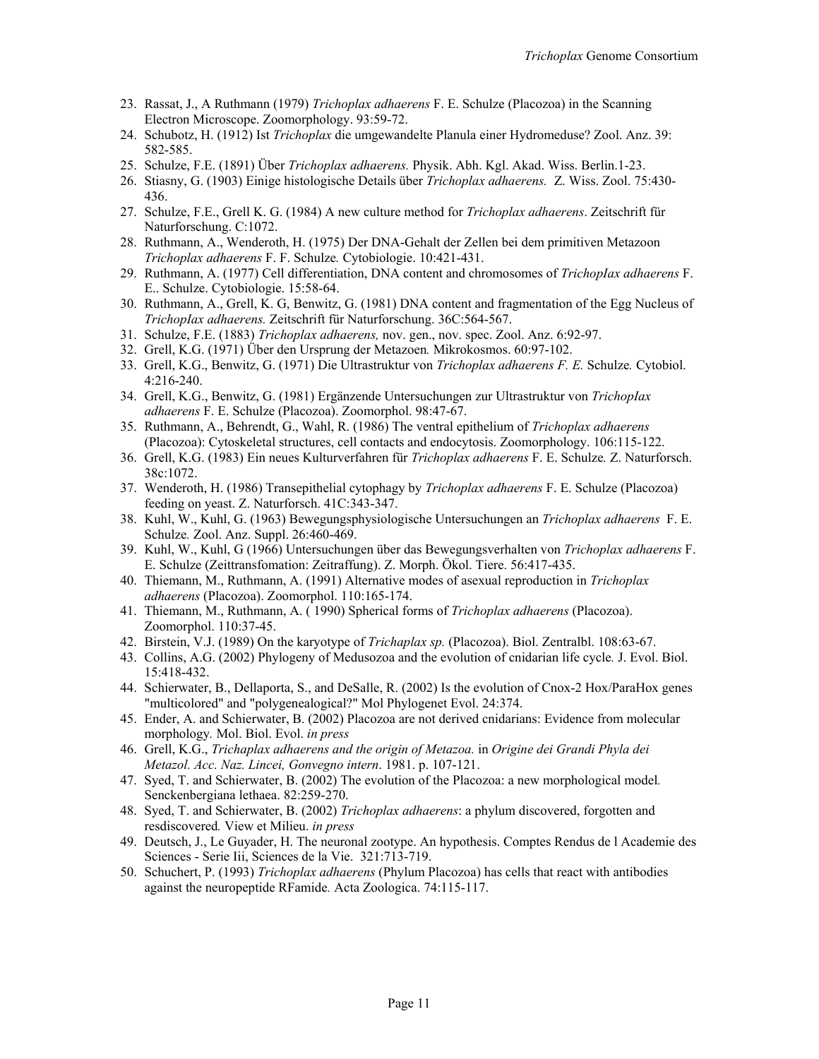23. Rassat, J., A Ruthmann (1979) *Trichoplax adhaerens* F. E. Schulze (Placozoa) in the Scanning Electron Microscope. Zoomorphology. 93:59-72.
24. Schubotz, H. (1912) Ist *Trichoplax* die umgewandelte Planula einer Hydromeduse? Zool. Anz. 39: 582-585.
25. Schulze, F.E. (1891) Über *Trichoplax adhaerens.* Physik. Abh. Kgl. Akad. Wiss. Berlin.1-23.
26. Stiasny, G. (1903) Einige histologische Details über *Trichoplax adhaerens.* Z. Wiss. Zool. 75:430-436.
27. Schulze, F.E., Grell K. G. (1984) A new culture method for *Trichoplax adhaerens*. Zeitschrift für Naturforschung. C:1072.
28. Ruthmann, A., Wenderoth, H. (1975) Der DNA-Gehalt der Zellen bei dem primitiven Metazoon *Trichoplax adhaerens* F. F. Schulze*.* Cytobiologie. 10:421-431.
29. Ruthmann, A. (1977) Cell differentiation, DNA content and chromosomes of *TrichopIax adhaerens* F. E.. Schulze. Cytobiologie. 15:58-64.
30. Ruthmann, A., Grell, K. G, Benwitz, G. (1981) DNA content and fragmentation of the Egg Nucleus of *TrichopIax adhaerens.* Zeitschrift für Naturforschung. 36C:564-567.
31. Schulze, F.E. (1883) *Trichoplax adhaerens,* nov. gen., nov. spec. Zool. Anz. 6:92-97.
32. Grell, K.G. (1971) Über den Ursprung der Metazoen*.* Mikrokosmos. 60:97-102.
33. Grell, K.G., Benwitz, G. (1971) Die Ultrastruktur von *Trichoplax adhaerens F. E.* Schulze*.* Cytobiol. 4:216-240.
34. Grell, K.G., Benwitz, G. (1981) Ergänzende Untersuchungen zur Ultrastruktur von *TrichopIax adhaerens* F. E. Schulze (Placozoa). Zoomorphol. 98:47-67.
35. Ruthmann, A., Behrendt, G., Wahl, R. (1986) The ventral epithelium of *Trichoplax adhaerens* (Placozoa): Cytoskeletal structures, cell contacts and endocytosis. Zoomorphology. 106:115-122.
36. Grell, K.G. (1983) Ein neues Kulturverfahren für *Trichoplax adhaerens* F. E. Schulze*.* Z. Naturforsch. 38c:1072.
37. Wenderoth, H. (1986) Transepithelial cytophagy by *Trichoplax adhaerens* F. E. Schulze (Placozoa) feeding on yeast. Z. Naturforsch. 41C:343-347.
38. Kuhl, W., Kuhl, G. (1963) Bewegungsphysiologische Untersuchungen an *Trichoplax adhaerens* F. E. Schulze*.* Zool. Anz. Suppl. 26:460-469.
39. Kuhl, W., Kuhl, G (1966) Untersuchungen über das Bewegungsverhalten von *Trichoplax adhaerens* F. E. Schulze (Zeittransfomation: Zeitraffung). Z. Morph. Ökol. Tiere. 56:417-435.
40. Thiemann, M., Ruthmann, A. (1991) Alternative modes of asexual reproduction in *Trichoplax adhaerens* (Placozoa). Zoomorphol. 110:165-174.
41. Thiemann, M., Ruthmann, A. ( 1990) Spherical forms of *Trichoplax adhaerens* (Placozoa). Zoomorphol. 110:37-45.
42. Birstein, V.J. (1989) On the karyotype of *Trichaplax sp.* (Placozoa). Biol. Zentralbl. 108:63-67.
43. Collins, A.G. (2002) Phylogeny of Medusozoa and the evolution of cnidarian life cycle*.* J. Evol. Biol. 15:418-432.
44. Schierwater, B., Dellaporta, S., and DeSalle, R. (2002) Is the evolution of Cnox-2 Hox/ParaHox genes "multicolored" and "polygenealogical?" Mol Phylogenet Evol. 24:374.
45. Ender, A. and Schierwater, B. (2002) Placozoa are not derived cnidarians: Evidence from molecular morphology*.* Mol. Biol. Evol. *in press*
46. Grell, K.G., *Trichaplax adhaerens and the origin of Metazoa.* in *Origine dei Grandi Phyla dei Metazol. Acc. Naz. Lincei, Gonvegno intern*. 1981. p. 107-121.
47. Syed, T. and Schierwater, B. (2002) The evolution of the Placozoa: a new morphological model*.* Senckenbergiana lethaea. 82:259-270.
48. Syed, T. and Schierwater, B. (2002) *Trichoplax adhaerens*: a phylum discovered, forgotten and resdiscovered*.* View et Milieu. *in press*
49. Deutsch, J., Le Guyader, H. The neuronal zootype. An hypothesis. Comptes Rendus de l Academie des Sciences - Serie Iii, Sciences de la Vie. 321:713-719.
50. Schuchert, P. (1993) *Trichoplax adhaerens* (Phylum Placozoa) has cells that react with antibodies against the neuropeptide RFamide*.* Acta Zoologica. 74:115-117.